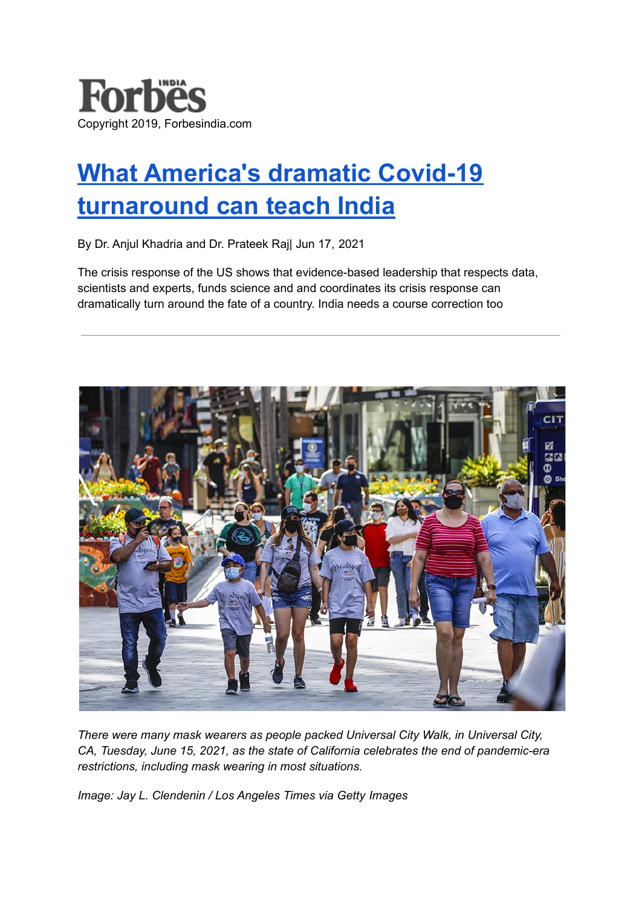Forbes INDIA

Copyright 2019, Forbesindia.com

# [What America's dramatic Covid-19 turnaround can teach India]

By Dr. Anjul Khadria and Dr. Prateek Raj| Jun 17, 2021

The crisis response of the US shows that evidence-based leadership that respects data, scientists and experts, funds science and and coordinates its crisis response can dramatically turn around the fate of a country. India needs a course correction too

---

*There were many mask wearers as people packed Universal City Walk, in Universal City, CA, Tuesday, June 15, 2021, as the state of California celebrates the end of pandemic-era restrictions, including mask wearing in most situations.*

*Image: Jay L. Clendenin / Los Angeles Times via Getty Images*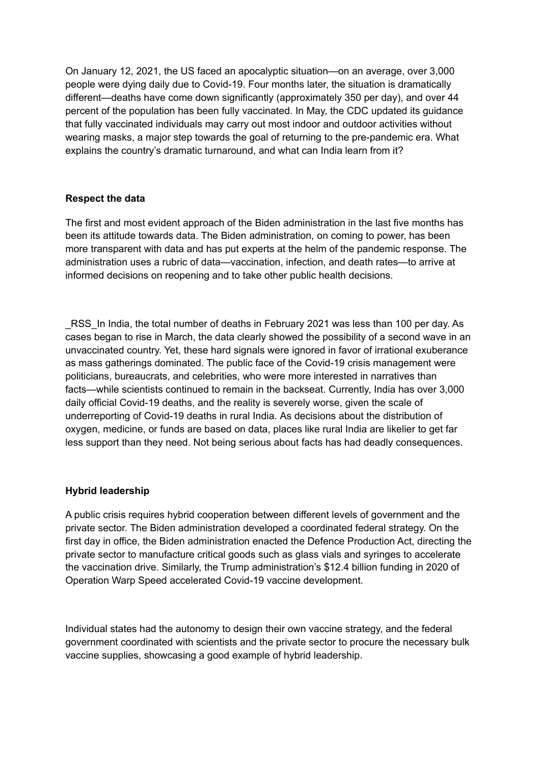On January 12, 2021, the US faced an apocalyptic situation—on an average, over 3,000 people were dying daily due to Covid-19. Four months later, the situation is dramatically different—deaths have come down significantly (approximately 350 per day), and over 44 percent of the population has been fully vaccinated. In May, the CDC updated its guidance that fully vaccinated individuals may carry out most indoor and outdoor activities without wearing masks, a major step towards the goal of returning to the pre-pandemic era. What explains the country's dramatic turnaround, and what can India learn from it?

**Respect the data**

The first and most evident approach of the Biden administration in the last five months has been its attitude towards data. The Biden administration, on coming to power, has been more transparent with data and has put experts at the helm of the pandemic response. The administration uses a rubric of data—vaccination, infection, and death rates—to arrive at informed decisions on reopening and to take other public health decisions.

_RSS_In India, the total number of deaths in February 2021 was less than 100 per day. As cases began to rise in March, the data clearly showed the possibility of a second wave in an unvaccinated country. Yet, these hard signals were ignored in favor of irrational exuberance as mass gatherings dominated. The public face of the Covid-19 crisis management were politicians, bureaucrats, and celebrities, who were more interested in narratives than facts—while scientists continued to remain in the backseat. Currently, India has over 3,000 daily official Covid-19 deaths, and the reality is severely worse, given the scale of underreporting of Covid-19 deaths in rural India. As decisions about the distribution of oxygen, medicine, or funds are based on data, places like rural India are likelier to get far less support than they need. Not being serious about facts has had deadly consequences.

**Hybrid leadership**

A public crisis requires hybrid cooperation between different levels of government and the private sector. The Biden administration developed a coordinated federal strategy. On the first day in office, the Biden administration enacted the Defence Production Act, directing the private sector to manufacture critical goods such as glass vials and syringes to accelerate the vaccination drive. Similarly, the Trump administration's $12.4 billion funding in 2020 of Operation Warp Speed accelerated Covid-19 vaccine development.

Individual states had the autonomy to design their own vaccine strategy, and the federal government coordinated with scientists and the private sector to procure the necessary bulk vaccine supplies, showcasing a good example of hybrid leadership.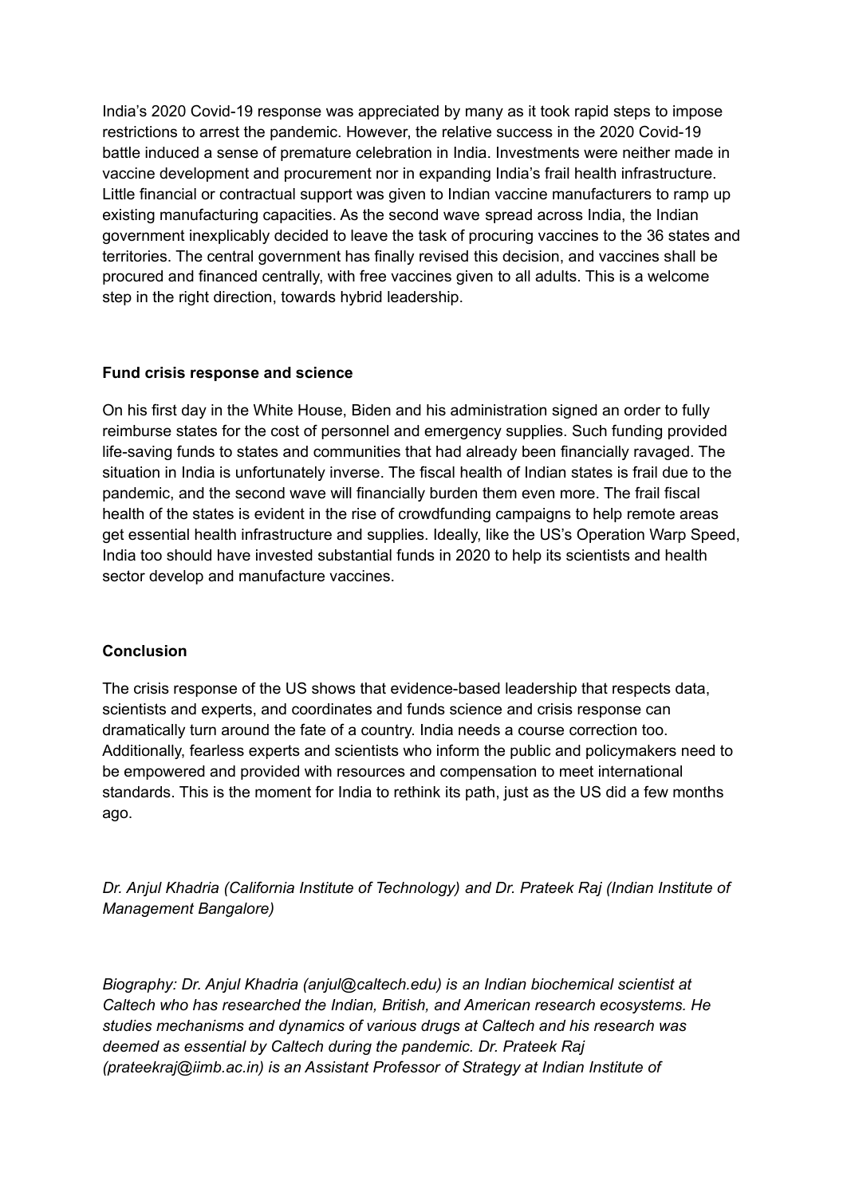India's 2020 Covid-19 response was appreciated by many as it took rapid steps to impose restrictions to arrest the pandemic. However, the relative success in the 2020 Covid-19 battle induced a sense of premature celebration in India. Investments were neither made in vaccine development and procurement nor in expanding India's frail health infrastructure. Little financial or contractual support was given to Indian vaccine manufacturers to ramp up existing manufacturing capacities. As the second wave spread across India, the Indian government inexplicably decided to leave the task of procuring vaccines to the 36 states and territories. The central government has finally revised this decision, and vaccines shall be procured and financed centrally, with free vaccines given to all adults. This is a welcome step in the right direction, towards hybrid leadership.

**Fund crisis response and science**

On his first day in the White House, Biden and his administration signed an order to fully reimburse states for the cost of personnel and emergency supplies. Such funding provided life-saving funds to states and communities that had already been financially ravaged. The situation in India is unfortunately inverse. The fiscal health of Indian states is frail due to the pandemic, and the second wave will financially burden them even more. The frail fiscal health of the states is evident in the rise of crowdfunding campaigns to help remote areas get essential health infrastructure and supplies. Ideally, like the US's Operation Warp Speed, India too should have invested substantial funds in 2020 to help its scientists and health sector develop and manufacture vaccines.

**Conclusion**

The crisis response of the US shows that evidence-based leadership that respects data, scientists and experts, and coordinates and funds science and crisis response can dramatically turn around the fate of a country. India needs a course correction too. Additionally, fearless experts and scientists who inform the public and policymakers need to be empowered and provided with resources and compensation to meet international standards. This is the moment for India to rethink its path, just as the US did a few months ago.

*Dr. Anjul Khadria (California Institute of Technology) and Dr. Prateek Raj (Indian Institute of Management Bangalore)*

*Biography: Dr. Anjul Khadria (anjul@caltech.edu) is an Indian biochemical scientist at Caltech who has researched the Indian, British, and American research ecosystems. He studies mechanisms and dynamics of various drugs at Caltech and his research was deemed as essential by Caltech during the pandemic. Dr. Prateek Raj (prateekraj@iimb.ac.in) is an Assistant Professor of Strategy at Indian Institute of*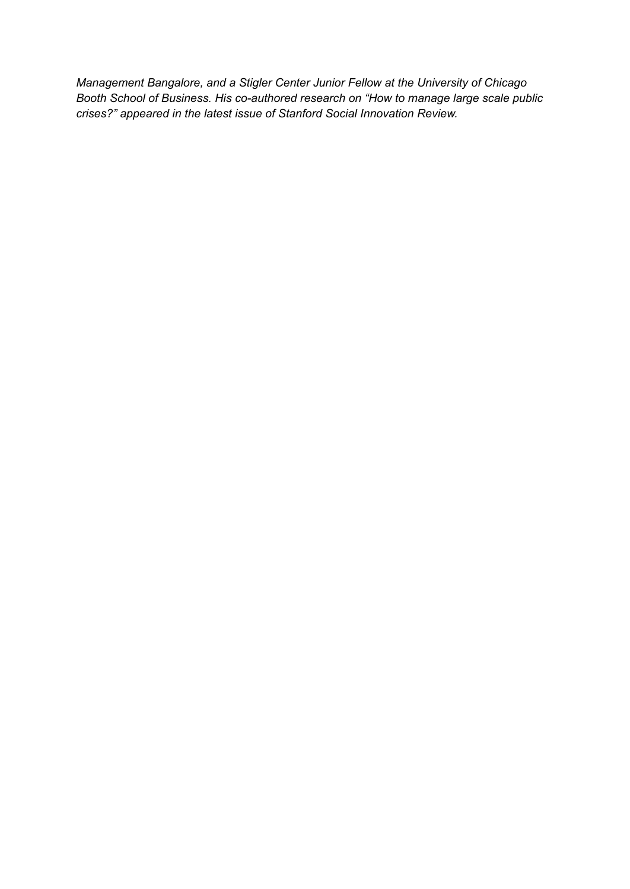*Management Bangalore, and a Stigler Center Junior Fellow at the University of Chicago Booth School of Business. His co-authored research on “How to manage large scale public crises?” appeared in the latest issue of Stanford Social Innovation Review.*